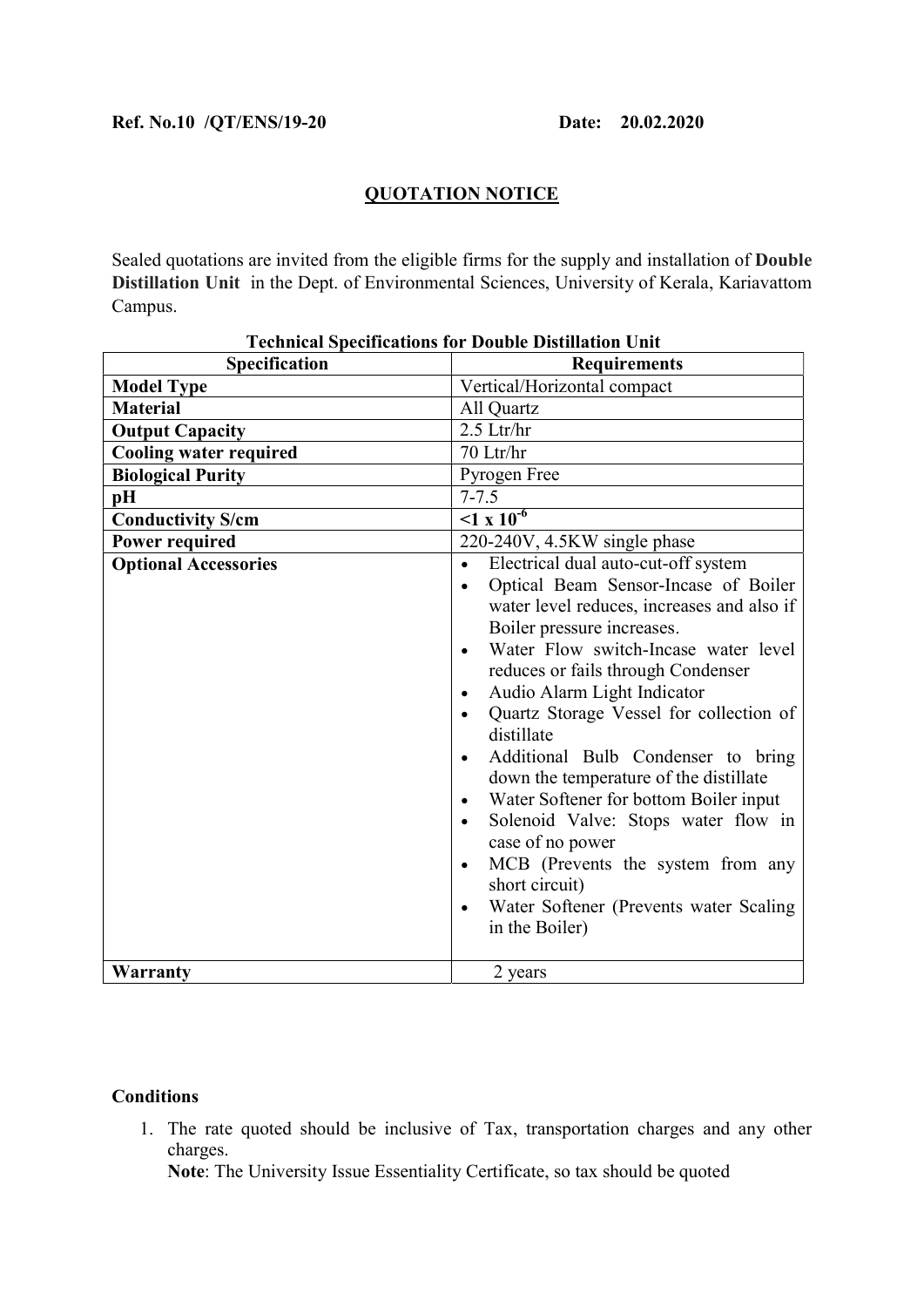**Ref. No.10 /QT/ENS/19-20** **Date: 20.02.2020**

## QUOTATION NOTICE

Sealed quotations are invited from the eligible firms for the supply and installation of **Double Distillation Unit** in the Dept. of Environmental Sciences, University of Kerala, Kariavattom Campus.

**Technical Specifications for Double Distillation Unit**

| Specification | Requirements |
|---|---|
| **Model Type** | Vertical/Horizontal compact |
| **Material** | All Quartz |
| **Output Capacity** | 2.5 Ltr/hr |
| **Cooling water required** | 70 Ltr/hr |
| **Biological Purity** | Pyrogen Free |
| **pH** | 7-7.5 |
| **Conductivity S/cm** | **$<1 \times 10^{-6}$** |
| **Power required** | 220-240V, 4.5KW single phase |
| **Optional Accessories** | • Electrical dual auto-cut-off system <br> • Optical Beam Sensor-Incase of Boiler water level reduces, increases and also if Boiler pressure increases. <br> • Water Flow switch-Incase water level reduces or fails through Condenser <br> • Audio Alarm Light Indicator <br> • Quartz Storage Vessel for collection of distillate <br> • Additional Bulb Condenser to bring down the temperature of the distillate <br> • Water Softener for bottom Boiler input <br> • Solenoid Valve: Stops water flow in case of no power <br> • MCB (Prevents the system from any short circuit) <br> • Water Softener (Prevents water Scaling in the Boiler) |
| **Warranty** | 2 years |

**Conditions**

1. The rate quoted should be inclusive of Tax, transportation charges and any other charges.
   **Note**: The University Issue Essentiality Certificate, so tax should be quoted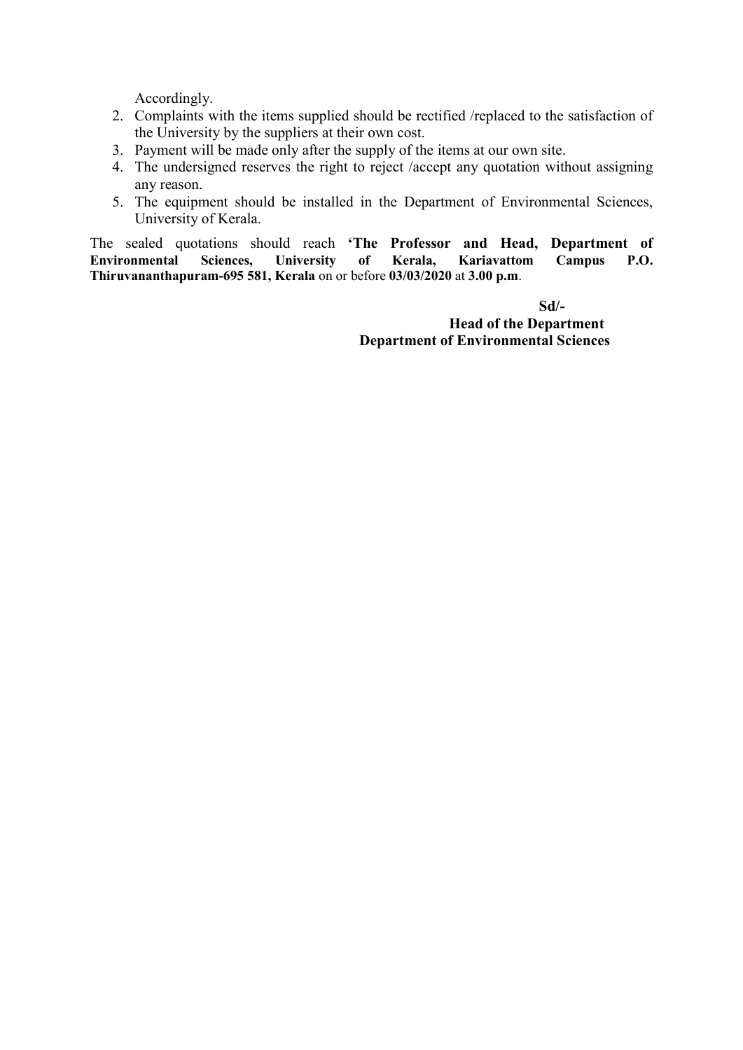Accordingly.

2. Complaints with the items supplied should be rectified /replaced to the satisfaction of the University by the suppliers at their own cost.
3. Payment will be made only after the supply of the items at our own site.
4. The undersigned reserves the right to reject /accept any quotation without assigning any reason.
5. The equipment should be installed in the Department of Environmental Sciences, University of Kerala.

The sealed quotations should reach **'The Professor and Head, Department of Environmental Sciences, University of Kerala, Kariavattom Campus P.O. Thiruvananthapuram-695 581, Kerala** on or before **03/03/2020** at **3.00 p.m**.

**Sd/-**

**Head of the Department**

**Department of Environmental Sciences**